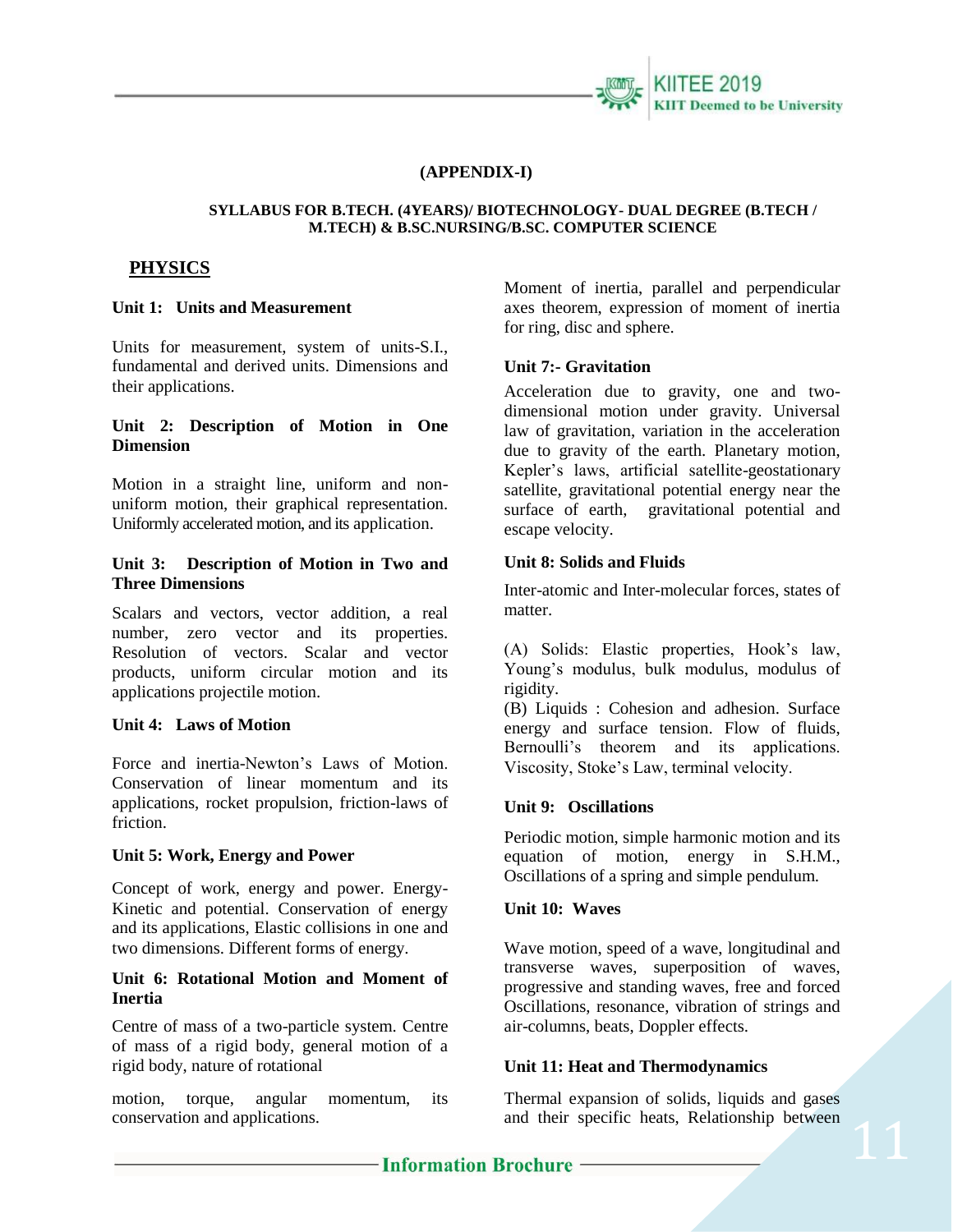**(APPENDIX-I)**

**SYLLABUS FOR B.TECH. (4YEARS)/ BIOTECHNOLOGY- DUAL DEGREE (B.TECH / M.TECH) & B.SC.NURSING/B.SC. COMPUTER SCIENCE**

## PHYSICS

### Unit 1: Units and Measurement

Units for measurement, system of units-S.I., fundamental and derived units. Dimensions and their applications.

### Unit 2: Description of Motion in One Dimension

Motion in a straight line, uniform and non-uniform motion, their graphical representation. Uniformly accelerated motion, and its application.

### Unit 3: Description of Motion in Two and Three Dimensions

Scalars and vectors, vector addition, a real number, zero vector and its properties. Resolution of vectors. Scalar and vector products, uniform circular motion and its applications projectile motion.

### Unit 4: Laws of Motion

Force and inertia-Newton's Laws of Motion. Conservation of linear momentum and its applications, rocket propulsion, friction-laws of friction.

### Unit 5: Work, Energy and Power

Concept of work, energy and power. Energy-Kinetic and potential. Conservation of energy and its applications, Elastic collisions in one and two dimensions. Different forms of energy.

### Unit 6: Rotational Motion and Moment of Inertia

Centre of mass of a two-particle system. Centre of mass of a rigid body, general motion of a rigid body, nature of rotational

motion, torque, angular momentum, its conservation and applications.

Moment of inertia, parallel and perpendicular axes theorem, expression of moment of inertia for ring, disc and sphere.

### Unit 7:- Gravitation

Acceleration due to gravity, one and two-dimensional motion under gravity. Universal law of gravitation, variation in the acceleration due to gravity of the earth. Planetary motion, Kepler's laws, artificial satellite-geostationary satellite, gravitational potential energy near the surface of earth, gravitational potential and escape velocity.

### Unit 8: Solids and Fluids

Inter-atomic and Inter-molecular forces, states of matter.

(A) Solids: Elastic properties, Hook's law, Young's modulus, bulk modulus, modulus of rigidity.
(B) Liquids : Cohesion and adhesion. Surface energy and surface tension. Flow of fluids, Bernoulli's theorem and its applications. Viscosity, Stoke's Law, terminal velocity.

### Unit 9: Oscillations

Periodic motion, simple harmonic motion and its equation of motion, energy in S.H.M., Oscillations of a spring and simple pendulum.

### Unit 10: Waves

Wave motion, speed of a wave, longitudinal and transverse waves, superposition of waves, progressive and standing waves, free and forced Oscillations, resonance, vibration of strings and air-columns, beats, Doppler effects.

### Unit 11: Heat and Thermodynamics

Thermal expansion of solids, liquids and gases and their specific heats, Relationship between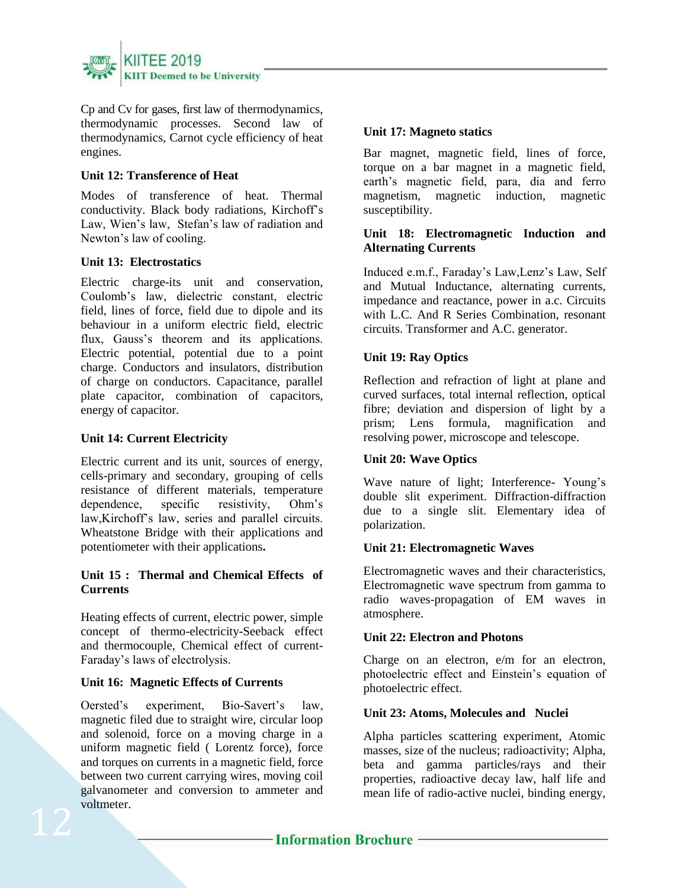Cp and Cv for gases, first law of thermodynamics, thermodynamic processes. Second law of thermodynamics, Carnot cycle efficiency of heat engines.

**Unit 12: Transference of Heat**

Modes of transference of heat. Thermal conductivity. Black body radiations, Kirchoff's Law, Wien's law, Stefan's law of radiation and Newton's law of cooling.

**Unit 13: Electrostatics**

Electric charge-its unit and conservation, Coulomb's law, dielectric constant, electric field, lines of force, field due to dipole and its behaviour in a uniform electric field, electric flux, Gauss's theorem and its applications. Electric potential, potential due to a point charge. Conductors and insulators, distribution of charge on conductors. Capacitance, parallel plate capacitor, combination of capacitors, energy of capacitor.

**Unit 14: Current Electricity**

Electric current and its unit, sources of energy, cells-primary and secondary, grouping of cells resistance of different materials, temperature dependence, specific resistivity, Ohm's law,Kirchoff's law, series and parallel circuits. Wheatstone Bridge with their applications and potentiometer with their applications**.**

**Unit 15 : Thermal and Chemical Effects of Currents**

Heating effects of current, electric power, simple concept of thermo-electricity-Seeback effect and thermocouple, Chemical effect of current-Faraday's laws of electrolysis.

**Unit 16: Magnetic Effects of Currents**

Oersted's experiment, Bio-Savert's law, magnetic filed due to straight wire, circular loop and solenoid, force on a moving charge in a uniform magnetic field ( Lorentz force), force and torques on currents in a magnetic field, force between two current carrying wires, moving coil galvanometer and conversion to ammeter and voltmeter.

**Unit 17: Magneto statics**

Bar magnet, magnetic field, lines of force, torque on a bar magnet in a magnetic field, earth's magnetic field, para, dia and ferro magnetism, magnetic induction, magnetic susceptibility.

**Unit 18: Electromagnetic Induction and Alternating Currents**

Induced e.m.f., Faraday's Law,Lenz's Law, Self and Mutual Inductance, alternating currents, impedance and reactance, power in a.c. Circuits with L.C. And R Series Combination, resonant circuits. Transformer and A.C. generator.

**Unit 19: Ray Optics**

Reflection and refraction of light at plane and curved surfaces, total internal reflection, optical fibre; deviation and dispersion of light by a prism; Lens formula, magnification and resolving power, microscope and telescope.

**Unit 20: Wave Optics**

Wave nature of light; Interference- Young's double slit experiment. Diffraction-diffraction due to a single slit. Elementary idea of polarization.

**Unit 21: Electromagnetic Waves**

Electromagnetic waves and their characteristics, Electromagnetic wave spectrum from gamma to radio waves-propagation of EM waves in atmosphere.

**Unit 22: Electron and Photons**

Charge on an electron, e/m for an electron, photoelectric effect and Einstein's equation of photoelectric effect.

**Unit 23: Atoms, Molecules and Nuclei**

Alpha particles scattering experiment, Atomic masses, size of the nucleus; radioactivity; Alpha, beta and gamma particles/rays and their properties, radioactive decay law, half life and mean life of radio-active nuclei, binding energy,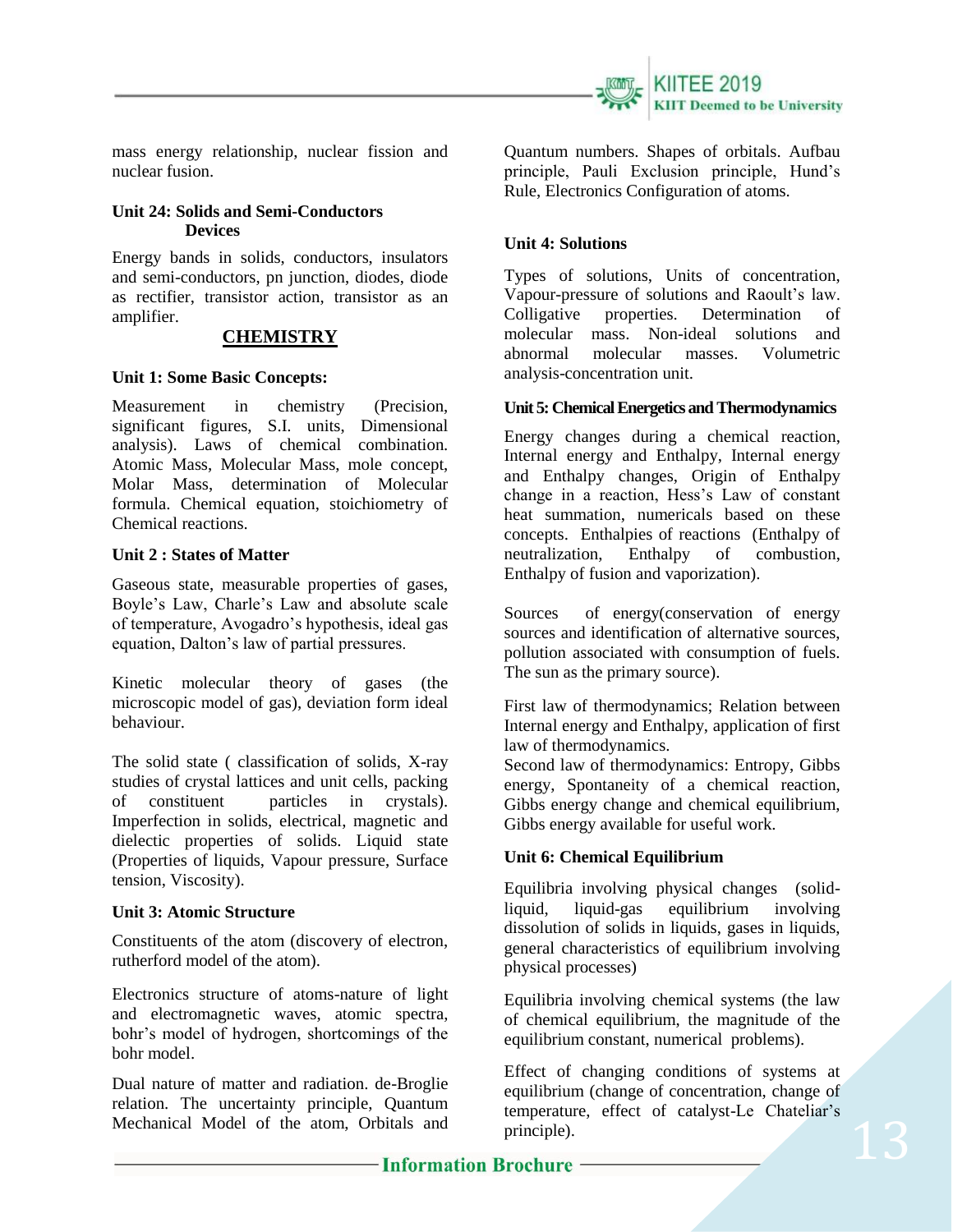mass energy relationship, nuclear fission and nuclear fusion.

**Unit 24: Solids and Semi-Conductors Devices**

Energy bands in solids, conductors, insulators and semi-conductors, pn junction, diodes, diode as rectifier, transistor action, transistor as an amplifier.

## CHEMISTRY

**Unit 1: Some Basic Concepts:**

Measurement in chemistry (Precision, significant figures, S.I. units, Dimensional analysis). Laws of chemical combination. Atomic Mass, Molecular Mass, mole concept, Molar Mass, determination of Molecular formula. Chemical equation, stoichiometry of Chemical reactions.

**Unit 2 : States of Matter**

Gaseous state, measurable properties of gases, Boyle's Law, Charle's Law and absolute scale of temperature, Avogadro's hypothesis, ideal gas equation, Dalton's law of partial pressures.

Kinetic molecular theory of gases (the microscopic model of gas), deviation form ideal behaviour.

The solid state ( classification of solids, X-ray studies of crystal lattices and unit cells, packing of constituent particles in crystals). Imperfection in solids, electrical, magnetic and dielectic properties of solids. Liquid state (Properties of liquids, Vapour pressure, Surface tension, Viscosity).

**Unit 3: Atomic Structure**

Constituents of the atom (discovery of electron, rutherford model of the atom).

Electronics structure of atoms-nature of light and electromagnetic waves, atomic spectra, bohr's model of hydrogen, shortcomings of the bohr model.

Dual nature of matter and radiation. de-Broglie relation. The uncertainty principle, Quantum Mechanical Model of the atom, Orbitals and Quantum numbers. Shapes of orbitals. Aufbau principle, Pauli Exclusion principle, Hund's Rule, Electronics Configuration of atoms.

**Unit 4: Solutions**

Types of solutions, Units of concentration, Vapour-pressure of solutions and Raoult's law. Colligative properties. Determination of molecular mass. Non-ideal solutions and abnormal molecular masses. Volumetric analysis-concentration unit.

**Unit 5: Chemical Energetics and Thermodynamics**

Energy changes during a chemical reaction, Internal energy and Enthalpy, Internal energy and Enthalpy changes, Origin of Enthalpy change in a reaction, Hess's Law of constant heat summation, numericals based on these concepts. Enthalpies of reactions (Enthalpy of neutralization, Enthalpy of combustion, Enthalpy of fusion and vaporization).

Sources of energy(conservation of energy sources and identification of alternative sources, pollution associated with consumption of fuels. The sun as the primary source).

First law of thermodynamics; Relation between Internal energy and Enthalpy, application of first law of thermodynamics.
Second law of thermodynamics: Entropy, Gibbs energy, Spontaneity of a chemical reaction, Gibbs energy change and chemical equilibrium, Gibbs energy available for useful work.

**Unit 6: Chemical Equilibrium**

Equilibria involving physical changes (solid-liquid, liquid-gas equilibrium involving dissolution of solids in liquids, gases in liquids, general characteristics of equilibrium involving physical processes)

Equilibria involving chemical systems (the law of chemical equilibrium, the magnitude of the equilibrium constant, numerical problems).

Effect of changing conditions of systems at equilibrium (change of concentration, change of temperature, effect of catalyst-Le Chatelier's principle).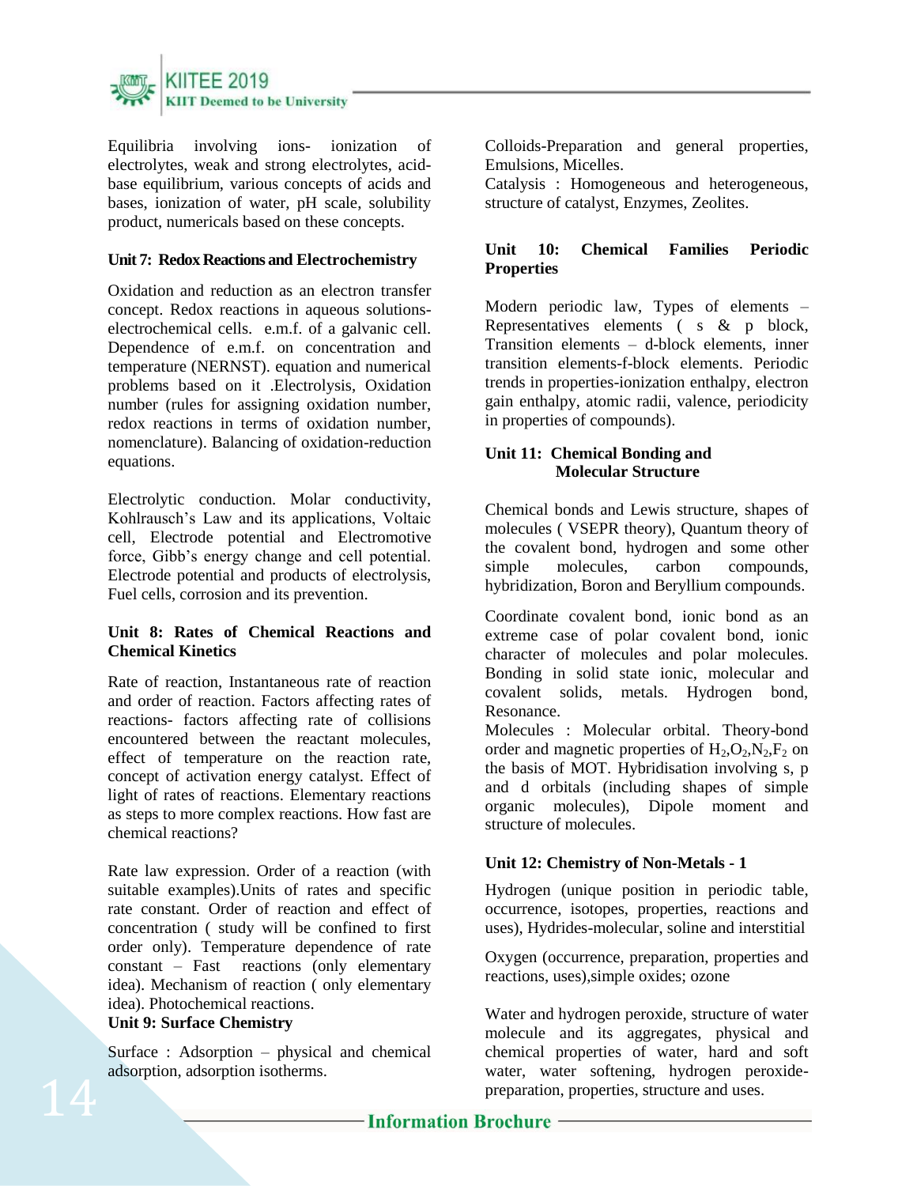Equilibria involving ions- ionization of electrolytes, weak and strong electrolytes, acid-base equilibrium, various concepts of acids and bases, ionization of water, pH scale, solubility product, numericals based on these concepts.

**Unit 7: Redox Reactions and Electrochemistry**

Oxidation and reduction as an electron transfer concept. Redox reactions in aqueous solutions-electrochemical cells. e.m.f. of a galvanic cell. Dependence of e.m.f. on concentration and temperature (NERNST). equation and numerical problems based on it .Electrolysis, Oxidation number (rules for assigning oxidation number, redox reactions in terms of oxidation number, nomenclature). Balancing of oxidation-reduction equations.

Electrolytic conduction. Molar conductivity, Kohlrausch's Law and its applications, Voltaic cell, Electrode potential and Electromotive force, Gibb's energy change and cell potential. Electrode potential and products of electrolysis, Fuel cells, corrosion and its prevention.

**Unit 8: Rates of Chemical Reactions and Chemical Kinetics**

Rate of reaction, Instantaneous rate of reaction and order of reaction. Factors affecting rates of reactions- factors affecting rate of collisions encountered between the reactant molecules, effect of temperature on the reaction rate, concept of activation energy catalyst. Effect of light of rates of reactions. Elementary reactions as steps to more complex reactions. How fast are chemical reactions?

Rate law expression. Order of a reaction (with suitable examples).Units of rates and specific rate constant. Order of reaction and effect of concentration ( study will be confined to first order only). Temperature dependence of rate constant – Fast reactions (only elementary idea). Mechanism of reaction ( only elementary idea). Photochemical reactions.

**Unit 9: Surface Chemistry**

Surface : Adsorption – physical and chemical adsorption, adsorption isotherms.

Colloids-Preparation and general properties, Emulsions, Micelles.

Catalysis : Homogeneous and heterogeneous, structure of catalyst, Enzymes, Zeolites.

**Unit 10: Chemical Families Periodic Properties**

Modern periodic law, Types of elements – Representatives elements ( s & p block, Transition elements – d-block elements, inner transition elements-f-block elements. Periodic trends in properties-ionization enthalpy, electron gain enthalpy, atomic radii, valence, periodicity in properties of compounds).

**Unit 11: Chemical Bonding and Molecular Structure**

Chemical bonds and Lewis structure, shapes of molecules ( VSEPR theory), Quantum theory of the covalent bond, hydrogen and some other simple molecules, carbon compounds, hybridization, Boron and Beryllium compounds.

Coordinate covalent bond, ionic bond as an extreme case of polar covalent bond, ionic character of molecules and polar molecules. Bonding in solid state ionic, molecular and covalent solids, metals. Hydrogen bond, Resonance.

Molecules : Molecular orbital. Theory-bond order and magnetic properties of $H_2$,$O_2$,$N_2$,$F_2$ on the basis of MOT. Hybridisation involving s, p and d orbitals (including shapes of simple organic molecules), Dipole moment and structure of molecules.

**Unit 12: Chemistry of Non-Metals - 1**

Hydrogen (unique position in periodic table, occurrence, isotopes, properties, reactions and uses), Hydrides-molecular, soline and interstitial

Oxygen (occurrence, preparation, properties and reactions, uses),simple oxides; ozone

Water and hydrogen peroxide, structure of water molecule and its aggregates, physical and chemical properties of water, hard and soft water, water softening, hydrogen peroxide-preparation, properties, structure and uses.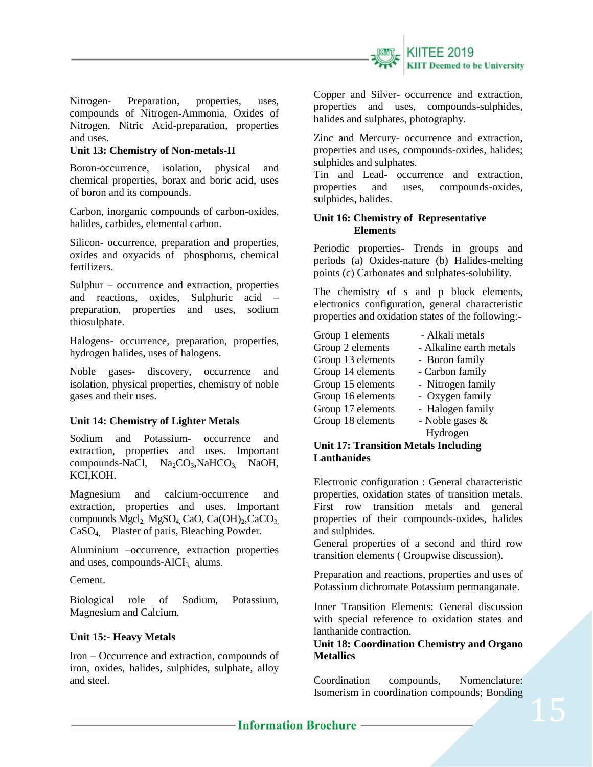Nitrogen- Preparation, properties, uses, compounds of Nitrogen-Ammonia, Oxides of Nitrogen, Nitric Acid-preparation, properties and uses.

**Unit 13: Chemistry of Non-metals-II**

Boron-occurrence, isolation, physical and chemical properties, borax and boric acid, uses of boron and its compounds.

Carbon, inorganic compounds of carbon-oxides, halides, carbides, elemental carbon.

Silicon- occurrence, preparation and properties, oxides and oxyacids of phosphorus, chemical fertilizers.

Sulphur – occurrence and extraction, properties and reactions, oxides, Sulphuric acid – preparation, properties and uses, sodium thiosulphate.

Halogens- occurrence, preparation, properties, hydrogen halides, uses of halogens.

Noble gases- discovery, occurrence and isolation, physical properties, chemistry of noble gases and their uses.

**Unit 14: Chemistry of Lighter Metals**

Sodium and Potassium- occurrence and extraction, properties and uses. Important compounds-NaCl, $Na_2CO_3$,$NaHCO_3$, NaOH, KCl,KOH.

Magnesium and calcium-occurrence and extraction, properties and uses. Important compounds $Mgcl_2$, $MgSO_4$, CaO, $Ca(OH)_2$,$CaCO_3$, $CaSO_4$, Plaster of paris, Bleaching Powder.

Aluminium –occurrence, extraction properties and uses, compounds-$AlCl_3$, alums.

Cement.

Biological role of Sodium, Potassium, Magnesium and Calcium.

**Unit 15:- Heavy Metals**

Iron – Occurrence and extraction, compounds of iron, oxides, halides, sulphides, sulphate, alloy and steel.

Copper and Silver- occurrence and extraction, properties and uses, compounds-sulphides, halides and sulphates, photography.

Zinc and Mercury- occurrence and extraction, properties and uses, compounds-oxides, halides; sulphides and sulphates.

Tin and Lead- occurrence and extraction, properties and uses, compounds-oxides, sulphides, halides.

**Unit 16: Chemistry of Representative Elements**

Periodic properties- Trends in groups and periods (a) Oxides-nature (b) Halides-melting points (c) Carbonates and sulphates-solubility.

The chemistry of s and p block elements, electronics configuration, general characteristic properties and oxidation states of the following:-

| | |
|---|---|
| Group 1 elements | - Alkali metals |
| Group 2 elements | - Alkaline earth metals |
| Group 13 elements | - Boron family |
| Group 14 elements | - Carbon family |
| Group 15 elements | - Nitrogen family |
| Group 16 elements | - Oxygen family |
| Group 17 elements | - Halogen family |
| Group 18 elements | - Noble gases & Hydrogen |

**Unit 17: Transition Metals Including Lanthanides**

Electronic configuration : General characteristic properties, oxidation states of transition metals. First row transition metals and general properties of their compounds-oxides, halides and sulphides.

General properties of a second and third row transition elements ( Groupwise discussion).

Preparation and reactions, properties and uses of Potassium dichromate Potassium permanganate.

Inner Transition Elements: General discussion with special reference to oxidation states and lanthanide contraction.

**Unit 18: Coordination Chemistry and Organo Metallics**

Coordination compounds, Nomenclature: Isomerism in coordination compounds; Bonding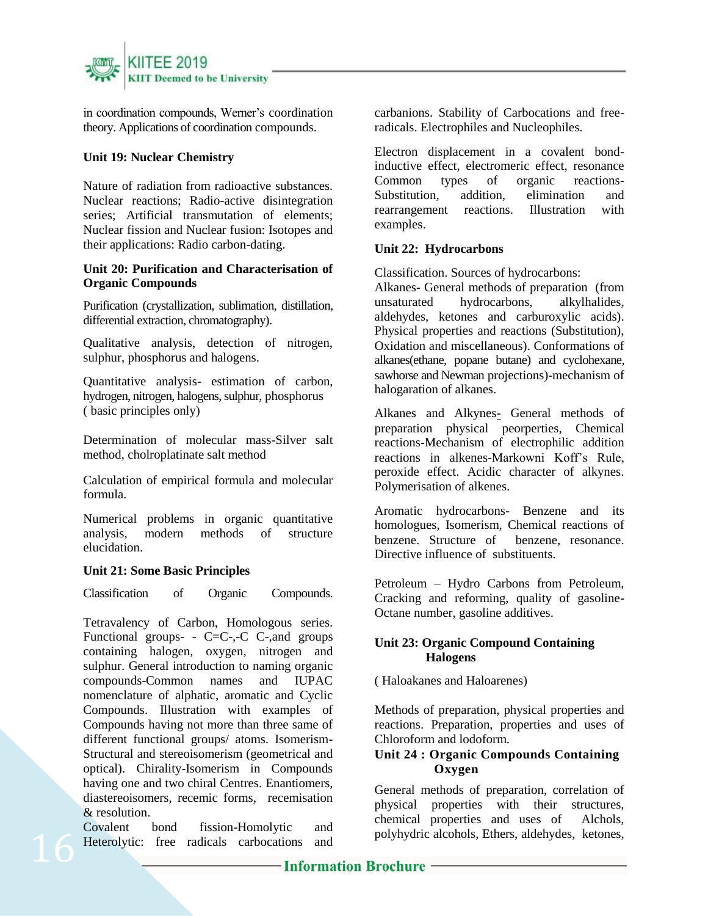in coordination compounds, Werner's coordination theory. Applications of coordination compounds.

**Unit 19: Nuclear Chemistry**

Nature of radiation from radioactive substances. Nuclear reactions; Radio-active disintegration series; Artificial transmutation of elements; Nuclear fission and Nuclear fusion: Isotopes and their applications: Radio carbon-dating.

**Unit 20: Purification and Characterisation of Organic Compounds**

Purification (crystallization, sublimation, distillation, differential extraction, chromatography).

Qualitative analysis, detection of nitrogen, sulphur, phosphorus and halogens.

Quantitative analysis- estimation of carbon, hydrogen, nitrogen, halogens, sulphur, phosphorus ( basic principles only)

Determination of molecular mass-Silver salt method, cholroplatinate salt method

Calculation of empirical formula and molecular formula.

Numerical problems in organic quantitative analysis, modern methods of structure elucidation.

**Unit 21: Some Basic Principles**

Classification of Organic Compounds.

Tetravalency of Carbon, Homologous series. Functional groups- - C=C-,-C C-,and groups containing halogen, oxygen, nitrogen and sulphur. General introduction to naming organic compounds-Common names and IUPAC nomenclature of alphatic, aromatic and Cyclic Compounds. Illustration with examples of Compounds having not more than three same of different functional groups/ atoms. Isomerism-Structural and stereoisomerism (geometrical and optical). Chirality-Isomerism in Compounds having one and two chiral Centres. Enantiomers, diastereoisomers, recemic forms, recemisation & resolution.

Covalent bond fission-Homolytic and Heterolytic: free radicals carbocations and carbanions. Stability of Carbocations and free-radicals. Electrophiles and Nucleophiles.

Electron displacement in a covalent bond-inductive effect, electromeric effect, resonance Common types of organic reactions-Substitution, addition, elimination and rearrangement reactions. Illustration with examples.

**Unit 22: Hydrocarbons**

Classification. Sources of hydrocarbons:

Alkanes- General methods of preparation (from unsaturated hydrocarbons, alkylhalides, aldehydes, ketones and carburoxylic acids). Physical properties and reactions (Substitution), Oxidation and miscellaneous). Conformations of alkanes(ethane, popane butane) and cyclohexane, sawhorse and Newman projections)-mechanism of halogaration of alkanes.

Alkanes and Alkynes- General methods of preparation physical peorperties, Chemical reactions-Mechanism of electrophilic addition reactions in alkenes-Markowni Koff's Rule, peroxide effect. Acidic character of alkynes. Polymerisation of alkenes.

Aromatic hydrocarbons- Benzene and its homologues, Isomerism, Chemical reactions of benzene. Structure of benzene, resonance. Directive influence of substituents.

Petroleum – Hydro Carbons from Petroleum, Cracking and reforming, quality of gasoline-Octane number, gasoline additives.

**Unit 23: Organic Compound Containing Halogens**

( Haloakanes and Haloarenes)

Methods of preparation, physical properties and reactions. Preparation, properties and uses of Chloroform and Iodoform.

**Unit 24 : Organic Compounds Containing Oxygen**

General methods of preparation, correlation of physical properties with their structures, chemical properties and uses of Alchols, polyhydric alcohols, Ethers, aldehydes, ketones,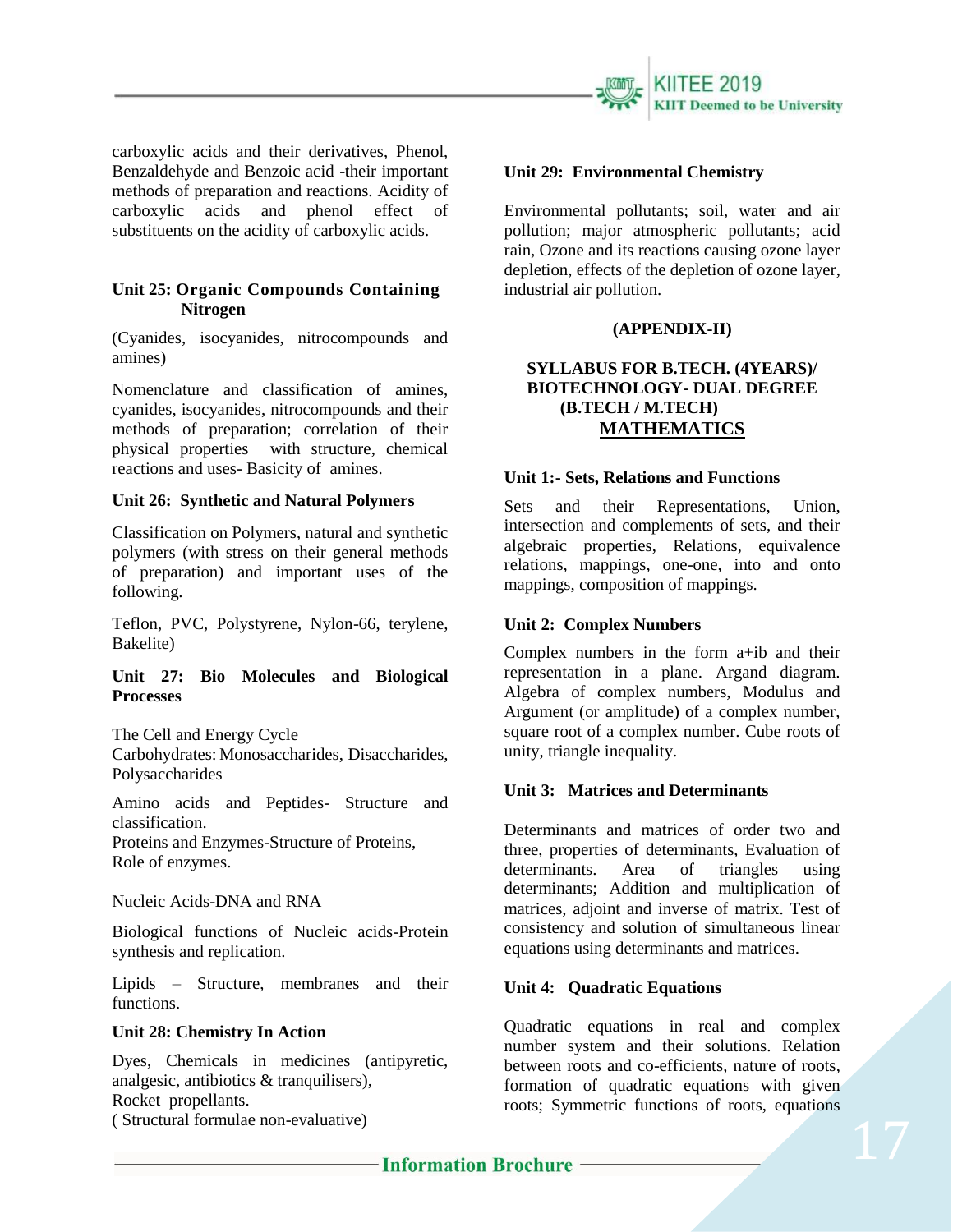carboxylic acids and their derivatives, Phenol, Benzaldehyde and Benzoic acid -their important methods of preparation and reactions. Acidity of carboxylic acids and phenol effect of substituents on the acidity of carboxylic acids.

**Unit 25: Organic Compounds Containing Nitrogen**

(Cyanides, isocyanides, nitrocompounds and amines)

Nomenclature and classification of amines, cyanides, isocyanides, nitrocompounds and their methods of preparation; correlation of their physical properties with structure, chemical reactions and uses- Basicity of amines.

**Unit 26: Synthetic and Natural Polymers**

Classification on Polymers, natural and synthetic polymers (with stress on their general methods of preparation) and important uses of the following.

Teflon, PVC, Polystyrene, Nylon-66, terylene, Bakelite)

**Unit 27: Bio Molecules and Biological Processes**

The Cell and Energy Cycle
Carbohydrates: Monosaccharides, Disaccharides, Polysaccharides

Amino acids and Peptides- Structure and classification.
Proteins and Enzymes-Structure of Proteins, Role of enzymes.

Nucleic Acids-DNA and RNA

Biological functions of Nucleic acids-Protein synthesis and replication.

Lipids – Structure, membranes and their functions.

**Unit 28: Chemistry In Action**

Dyes, Chemicals in medicines (antipyretic, analgesic, antibiotics & tranquilisers),
Rocket propellants.
( Structural formulae non-evaluative)

**Unit 29: Environmental Chemistry**

Environmental pollutants; soil, water and air pollution; major atmospheric pollutants; acid rain, Ozone and its reactions causing ozone layer depletion, effects of the depletion of ozone layer, industrial air pollution.

**(APPENDIX-II)**

**SYLLABUS FOR B.TECH. (4YEARS)/ BIOTECHNOLOGY- DUAL DEGREE (B.TECH / M.TECH)**

## MATHEMATICS

**Unit 1:- Sets, Relations and Functions**

Sets and their Representations, Union, intersection and complements of sets, and their algebraic properties, Relations, equivalence relations, mappings, one-one, into and onto mappings, composition of mappings.

**Unit 2: Complex Numbers**

Complex numbers in the form a+ib and their representation in a plane. Argand diagram. Algebra of complex numbers, Modulus and Argument (or amplitude) of a complex number, square root of a complex number. Cube roots of unity, triangle inequality.

**Unit 3: Matrices and Determinants**

Determinants and matrices of order two and three, properties of determinants, Evaluation of determinants. Area of triangles using determinants; Addition and multiplication of matrices, adjoint and inverse of matrix. Test of consistency and solution of simultaneous linear equations using determinants and matrices.

**Unit 4: Quadratic Equations**

Quadratic equations in real and complex number system and their solutions. Relation between roots and co-efficients, nature of roots, formation of quadratic equations with given roots; Symmetric functions of roots, equations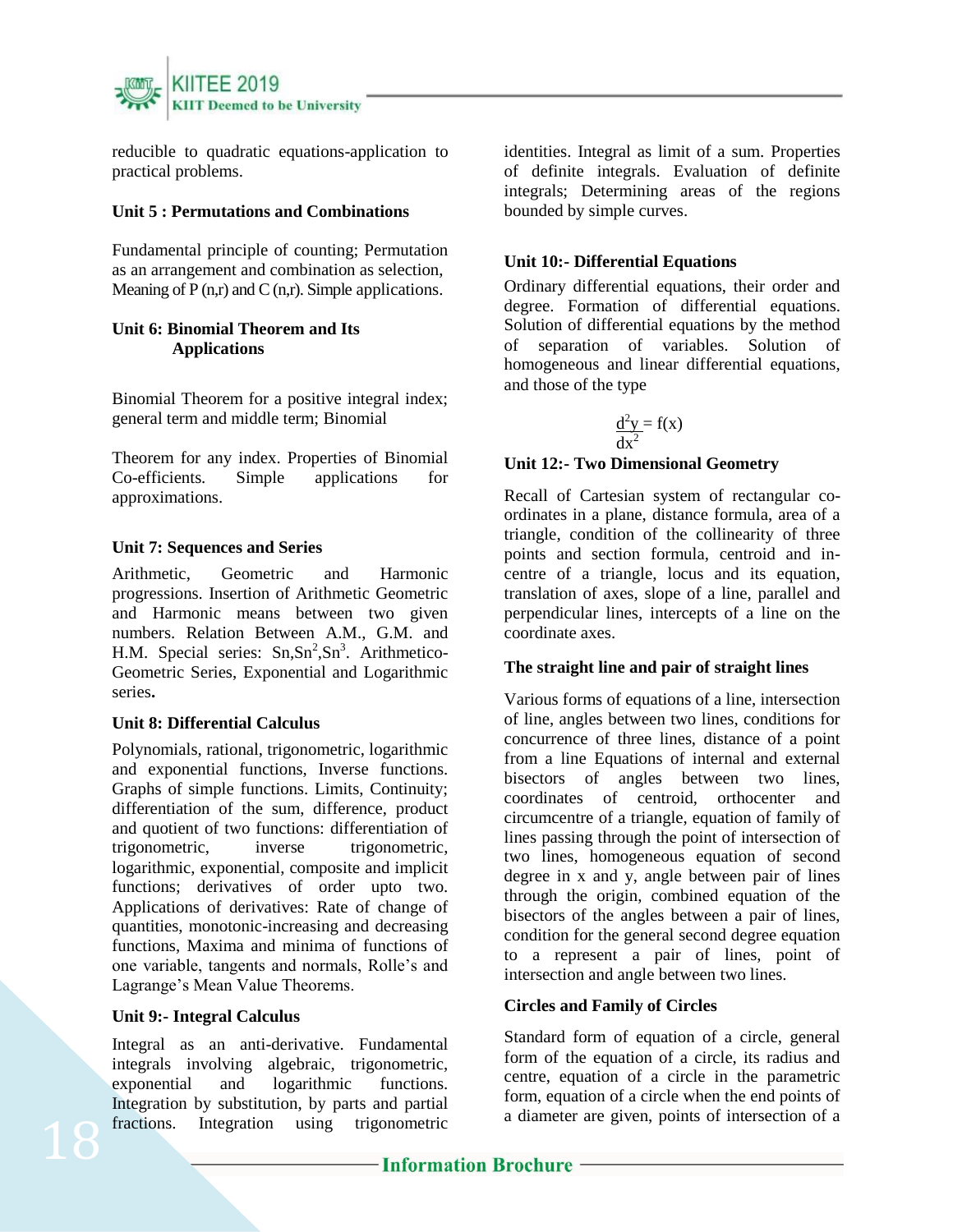reducible to quadratic equations-application to practical problems.

**Unit 5 : Permutations and Combinations**

Fundamental principle of counting; Permutation as an arrangement and combination as selection, Meaning of P (n,r) and C (n,r). Simple applications.

**Unit 6: Binomial Theorem and Its Applications**

Binomial Theorem for a positive integral index; general term and middle term; Binomial

Theorem for any index. Properties of Binomial Co-efficients. Simple applications for approximations.

**Unit 7: Sequences and Series**

Arithmetic, Geometric and Harmonic progressions. Insertion of Arithmetic Geometric and Harmonic means between two given numbers. Relation Between A.M., G.M. and H.M. Special series: $Sn, Sn^2, Sn^3$. Arithmetico-Geometric Series, Exponential and Logarithmic series**.**

**Unit 8: Differential Calculus**

Polynomials, rational, trigonometric, logarithmic and exponential functions, Inverse functions. Graphs of simple functions. Limits, Continuity; differentiation of the sum, difference, product and quotient of two functions: differentiation of trigonometric, inverse trigonometric, logarithmic, exponential, composite and implicit functions; derivatives of order upto two. Applications of derivatives: Rate of change of quantities, monotonic-increasing and decreasing functions, Maxima and minima of functions of one variable, tangents and normals, Rolle's and Lagrange's Mean Value Theorems.

**Unit 9:- Integral Calculus**

Integral as an anti-derivative. Fundamental integrals involving algebraic, trigonometric, exponential and logarithmic functions. Integration by substitution, by parts and partial fractions. Integration using trigonometric identities. Integral as limit of a sum. Properties of definite integrals. Evaluation of definite integrals; Determining areas of the regions bounded by simple curves.

**Unit 10:- Differential Equations**

Ordinary differential equations, their order and degree. Formation of differential equations. Solution of differential equations by the method of separation of variables. Solution of homogeneous and linear differential equations, and those of the type

$$\frac{d^2y}{dx^2} = f(x)$$

**Unit 12:- Two Dimensional Geometry**

Recall of Cartesian system of rectangular co-ordinates in a plane, distance formula, area of a triangle, condition of the collinearity of three points and section formula, centroid and in-centre of a triangle, locus and its equation, translation of axes, slope of a line, parallel and perpendicular lines, intercepts of a line on the coordinate axes.

**The straight line and pair of straight lines**

Various forms of equations of a line, intersection of line, angles between two lines, conditions for concurrence of three lines, distance of a point from a line Equations of internal and external bisectors of angles between two lines, coordinates of centroid, orthocenter and circumcentre of a triangle, equation of family of lines passing through the point of intersection of two lines, homogeneous equation of second degree in x and y, angle between pair of lines through the origin, combined equation of the bisectors of the angles between a pair of lines, condition for the general second degree equation to a represent a pair of lines, point of intersection and angle between two lines.

**Circles and Family of Circles**

Standard form of equation of a circle, general form of the equation of a circle, its radius and centre, equation of a circle in the parametric form, equation of a circle when the end points of a diameter are given, points of intersection of a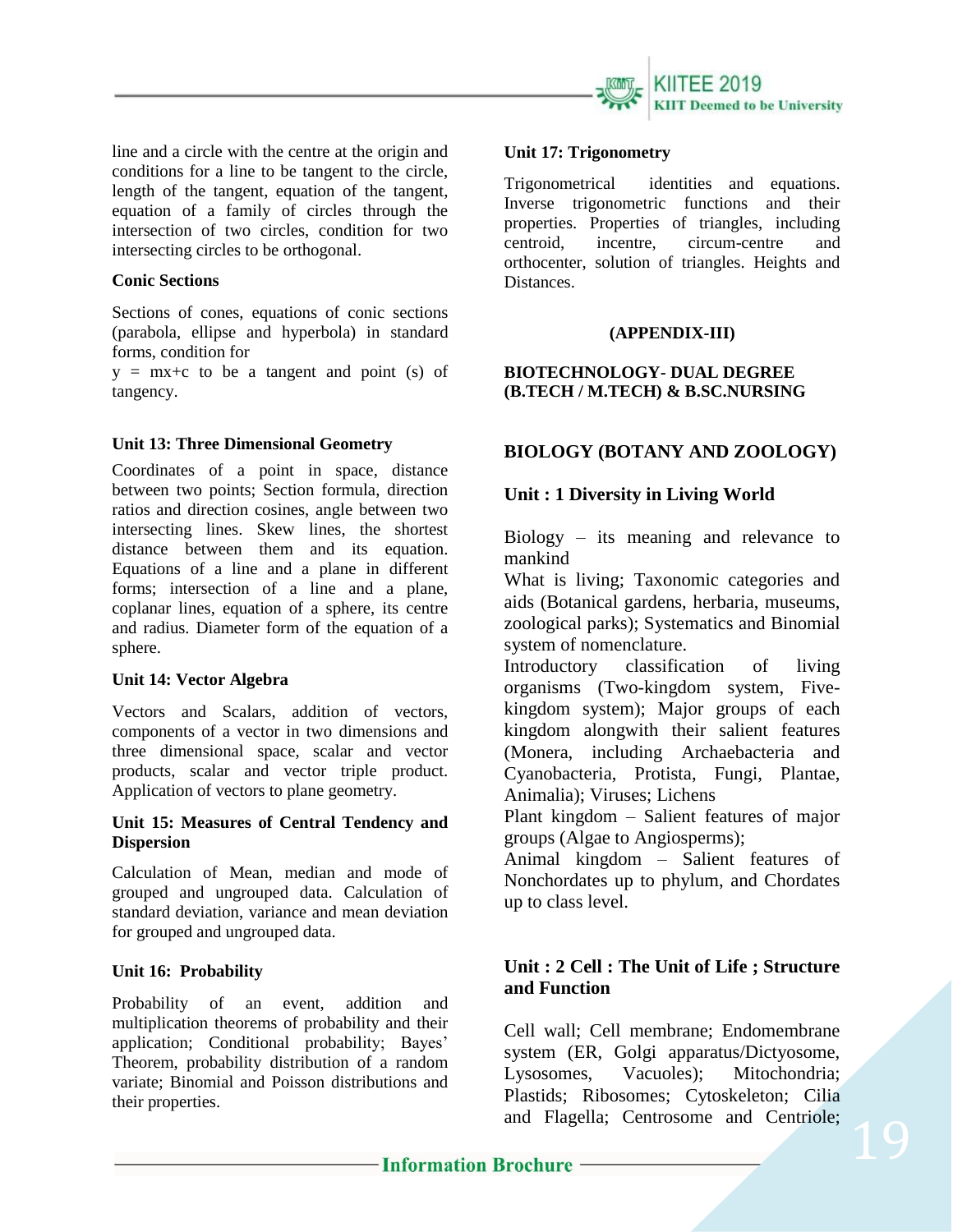line and a circle with the centre at the origin and conditions for a line to be tangent to the circle, length of the tangent, equation of the tangent, equation of a family of circles through the intersection of two circles, condition for two intersecting circles to be orthogonal.

**Conic Sections**

Sections of cones, equations of conic sections (parabola, ellipse and hyperbola) in standard forms, condition for
$y = mx+c$ to be a tangent and point (s) of tangency.

**Unit 13: Three Dimensional Geometry**

Coordinates of a point in space, distance between two points; Section formula, direction ratios and direction cosines, angle between two intersecting lines. Skew lines, the shortest distance between them and its equation. Equations of a line and a plane in different forms; intersection of a line and a plane, coplanar lines, equation of a sphere, its centre and radius. Diameter form of the equation of a sphere.

**Unit 14: Vector Algebra**

Vectors and Scalars, addition of vectors, components of a vector in two dimensions and three dimensional space, scalar and vector products, scalar and vector triple product. Application of vectors to plane geometry.

**Unit 15: Measures of Central Tendency and Dispersion**

Calculation of Mean, median and mode of grouped and ungrouped data. Calculation of standard deviation, variance and mean deviation for grouped and ungrouped data.

**Unit 16: Probability**

Probability of an event, addition and multiplication theorems of probability and their application; Conditional probability; Bayes' Theorem, probability distribution of a random variate; Binomial and Poisson distributions and their properties.

**Unit 17: Trigonometry**

Trigonometrical identities and equations. Inverse trigonometric functions and their properties. Properties of triangles, including centroid, incentre, circum-centre and orthocenter, solution of triangles. Heights and Distances.

**(APPENDIX-III)**

**BIOTECHNOLOGY- DUAL DEGREE (B.TECH / M.TECH) & B.SC.NURSING**

## BIOLOGY (BOTANY AND ZOOLOGY)

**Unit : 1 Diversity in Living World**

Biology – its meaning and relevance to mankind

What is living; Taxonomic categories and aids (Botanical gardens, herbaria, museums, zoological parks); Systematics and Binomial system of nomenclature.

Introductory classification of living organisms (Two-kingdom system, Five-kingdom system); Major groups of each kingdom alongwith their salient features (Monera, including Archaebacteria and Cyanobacteria, Protista, Fungi, Plantae, Animalia); Viruses; Lichens

Plant kingdom – Salient features of major groups (Algae to Angiosperms);

Animal kingdom – Salient features of Nonchordates up to phylum, and Chordates up to class level.

**Unit : 2 Cell : The Unit of Life ; Structure and Function**

Cell wall; Cell membrane; Endomembrane system (ER, Golgi apparatus/Dictyosome, Lysosomes, Vacuoles); Mitochondria; Plastids; Ribosomes; Cytoskeleton; Cilia and Flagella; Centrosome and Centriole;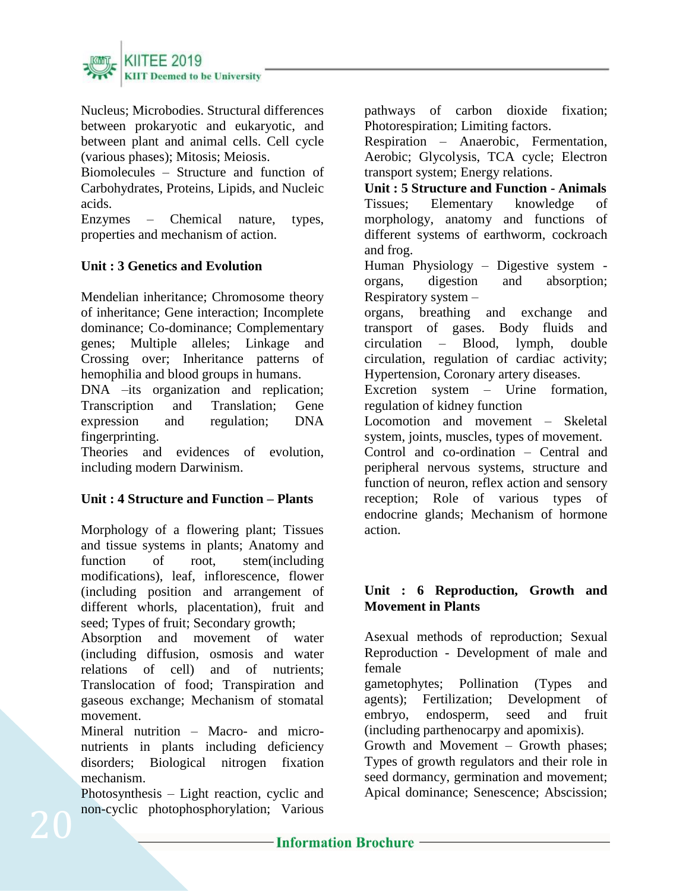Nucleus; Microbodies. Structural differences between prokaryotic and eukaryotic, and between plant and animal cells. Cell cycle (various phases); Mitosis; Meiosis.

Biomolecules – Structure and function of Carbohydrates, Proteins, Lipids, and Nucleic acids.

Enzymes – Chemical nature, types, properties and mechanism of action.

**Unit : 3 Genetics and Evolution**

Mendelian inheritance; Chromosome theory of inheritance; Gene interaction; Incomplete dominance; Co-dominance; Complementary genes; Multiple alleles; Linkage and Crossing over; Inheritance patterns of hemophilia and blood groups in humans.

DNA –its organization and replication; Transcription and Translation; Gene expression and regulation; DNA fingerprinting.

Theories and evidences of evolution, including modern Darwinism.

**Unit : 4 Structure and Function – Plants**

Morphology of a flowering plant; Tissues and tissue systems in plants; Anatomy and function of root, stem(including modifications), leaf, inflorescence, flower (including position and arrangement of different whorls, placentation), fruit and seed; Types of fruit; Secondary growth;

Absorption and movement of water (including diffusion, osmosis and water relations of cell) and of nutrients; Translocation of food; Transpiration and gaseous exchange; Mechanism of stomatal movement.

Mineral nutrition – Macro- and micro-nutrients in plants including deficiency disorders; Biological nitrogen fixation mechanism.

Photosynthesis – Light reaction, cyclic and non-cyclic photophosphorylation; Various pathways of carbon dioxide fixation; Photorespiration; Limiting factors.

Respiration – Anaerobic, Fermentation, Aerobic; Glycolysis, TCA cycle; Electron transport system; Energy relations.

**Unit : 5 Structure and Function - Animals**

Tissues; Elementary knowledge of morphology, anatomy and functions of different systems of earthworm, cockroach and frog.

Human Physiology – Digestive system - organs, digestion and absorption; Respiratory system – organs, breathing and exchange and transport of gases. Body fluids and circulation – Blood, lymph, double circulation, regulation of cardiac activity; Hypertension, Coronary artery diseases.

Excretion system – Urine formation, regulation of kidney function

Locomotion and movement – Skeletal system, joints, muscles, types of movement.

Control and co-ordination – Central and peripheral nervous systems, structure and function of neuron, reflex action and sensory reception; Role of various types of endocrine glands; Mechanism of hormone action.

**Unit : 6 Reproduction, Growth and Movement in Plants**

Asexual methods of reproduction; Sexual Reproduction - Development of male and female gametophytes; Pollination (Types and agents); Fertilization; Development of embryo, endosperm, seed and fruit (including parthenocarpy and apomixis).

Growth and Movement – Growth phases; Types of growth regulators and their role in seed dormancy, germination and movement; Apical dominance; Senescence; Abscission;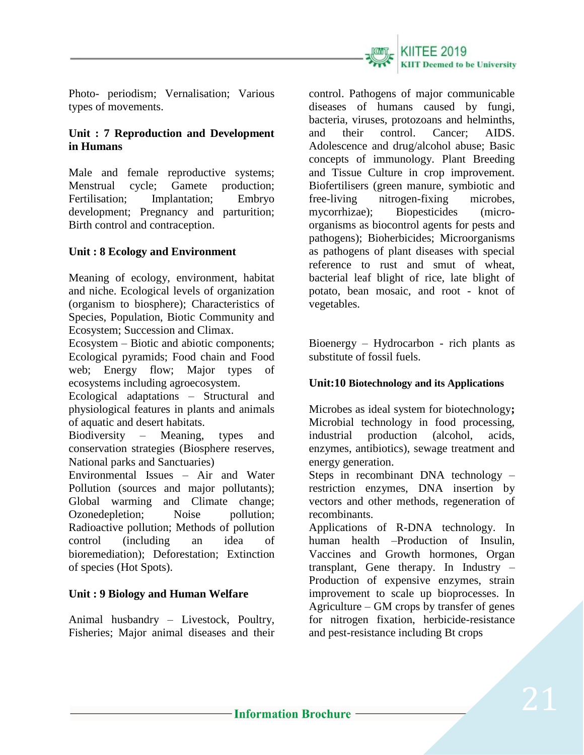Photo- periodism; Vernalisation; Various types of movements.

**Unit : 7 Reproduction and Development in Humans**

Male and female reproductive systems; Menstrual cycle; Gamete production; Fertilisation; Implantation; Embryo development; Pregnancy and parturition; Birth control and contraception.

**Unit : 8 Ecology and Environment**

Meaning of ecology, environment, habitat and niche. Ecological levels of organization (organism to biosphere); Characteristics of Species, Population, Biotic Community and Ecosystem; Succession and Climax.
Ecosystem – Biotic and abiotic components; Ecological pyramids; Food chain and Food web; Energy flow; Major types of ecosystems including agroecosystem.
Ecological adaptations – Structural and physiological features in plants and animals of aquatic and desert habitats.
Biodiversity – Meaning, types and conservation strategies (Biosphere reserves, National parks and Sanctuaries)
Environmental Issues – Air and Water Pollution (sources and major pollutants); Global warming and Climate change; Ozonedepletion; Noise pollution; Radioactive pollution; Methods of pollution control (including an idea of bioremediation); Deforestation; Extinction of species (Hot Spots).

**Unit : 9 Biology and Human Welfare**

Animal husbandry – Livestock, Poultry, Fisheries; Major animal diseases and their control. Pathogens of major communicable diseases of humans caused by fungi, bacteria, viruses, protozoans and helminths, and their control. Cancer; AIDS. Adolescence and drug/alcohol abuse; Basic concepts of immunology. Plant Breeding and Tissue Culture in crop improvement. Biofertilisers (green manure, symbiotic and free-living nitrogen-fixing microbes, mycorrhizae); Biopesticides (micro-organisms as biocontrol agents for pests and pathogens); Bioherbicides; Microorganisms as pathogens of plant diseases with special reference to rust and smut of wheat, bacterial leaf blight of rice, late blight of potato, bean mosaic, and root - knot of vegetables.

Bioenergy – Hydrocarbon - rich plants as substitute of fossil fuels.

**Unit:10 Biotechnology and its Applications**

Microbes as ideal system for biotechnology**;** Microbial technology in food processing, industrial production (alcohol, acids, enzymes, antibiotics), sewage treatment and energy generation.
Steps in recombinant DNA technology – restriction enzymes, DNA insertion by vectors and other methods, regeneration of recombinants.
Applications of R-DNA technology. In human health –Production of Insulin, Vaccines and Growth hormones, Organ transplant, Gene therapy. In Industry – Production of expensive enzymes, strain improvement to scale up bioprocesses. In Agriculture – GM crops by transfer of genes for nitrogen fixation, herbicide-resistance and pest-resistance including Bt crops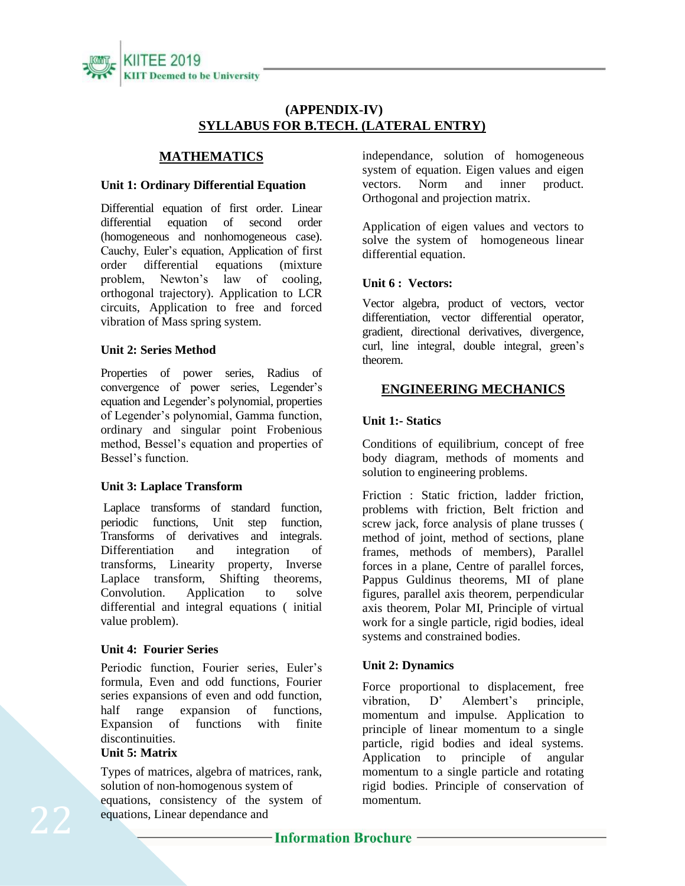# (APPENDIX-IV)

## SYLLABUS FOR B.TECH. (LATERAL ENTRY)

## MATHEMATICS

### Unit 1: Ordinary Differential Equation

Differential equation of first order. Linear differential equation of second order (homogeneous and nonhomogeneous case). Cauchy, Euler's equation, Application of first order differential equations (mixture problem, Newton's law of cooling, orthogonal trajectory). Application to LCR circuits, Application to free and forced vibration of Mass spring system.

### Unit 2: Series Method

Properties of power series, Radius of convergence of power series, Legender's equation and Legender's polynomial, properties of Legender's polynomial, Gamma function, ordinary and singular point Frobenious method, Bessel's equation and properties of Bessel's function.

### Unit 3: Laplace Transform

Laplace transforms of standard function, periodic functions, Unit step function, Transforms of derivatives and integrals. Differentiation and integration of transforms, Linearity property, Inverse Laplace transform, Shifting theorems, Convolution. Application to solve differential and integral equations ( initial value problem).

### Unit 4: Fourier Series

Periodic function, Fourier series, Euler's formula, Even and odd functions, Fourier series expansions of even and odd function, half range expansion of functions, Expansion of functions with finite discontinuities.

### Unit 5: Matrix

Types of matrices, algebra of matrices, rank, solution of non-homogenous system of equations, consistency of the system of equations, Linear dependance and independance, solution of homogeneous system of equation. Eigen values and eigen vectors. Norm and inner product. Orthogonal and projection matrix.

Application of eigen values and vectors to solve the system of homogeneous linear differential equation.

### Unit 6 : Vectors:

Vector algebra, product of vectors, vector differentiation, vector differential operator, gradient, directional derivatives, divergence, curl, line integral, double integral, green's theorem.

## ENGINEERING MECHANICS

### Unit 1:- Statics

Conditions of equilibrium, concept of free body diagram, methods of moments and solution to engineering problems.

Friction : Static friction, ladder friction, problems with friction, Belt friction and screw jack, force analysis of plane trusses ( method of joint, method of sections, plane frames, methods of members), Parallel forces in a plane, Centre of parallel forces, Pappus Guldinus theorems, MI of plane figures, parallel axis theorem, perpendicular axis theorem, Polar MI, Principle of virtual work for a single particle, rigid bodies, ideal systems and constrained bodies.

### Unit 2: Dynamics

Force proportional to displacement, free vibration, D' Alembert's principle, momentum and impulse. Application to principle of linear momentum to a single particle, rigid bodies and ideal systems. Application to principle of angular momentum to a single particle and rotating rigid bodies. Principle of conservation of momentum.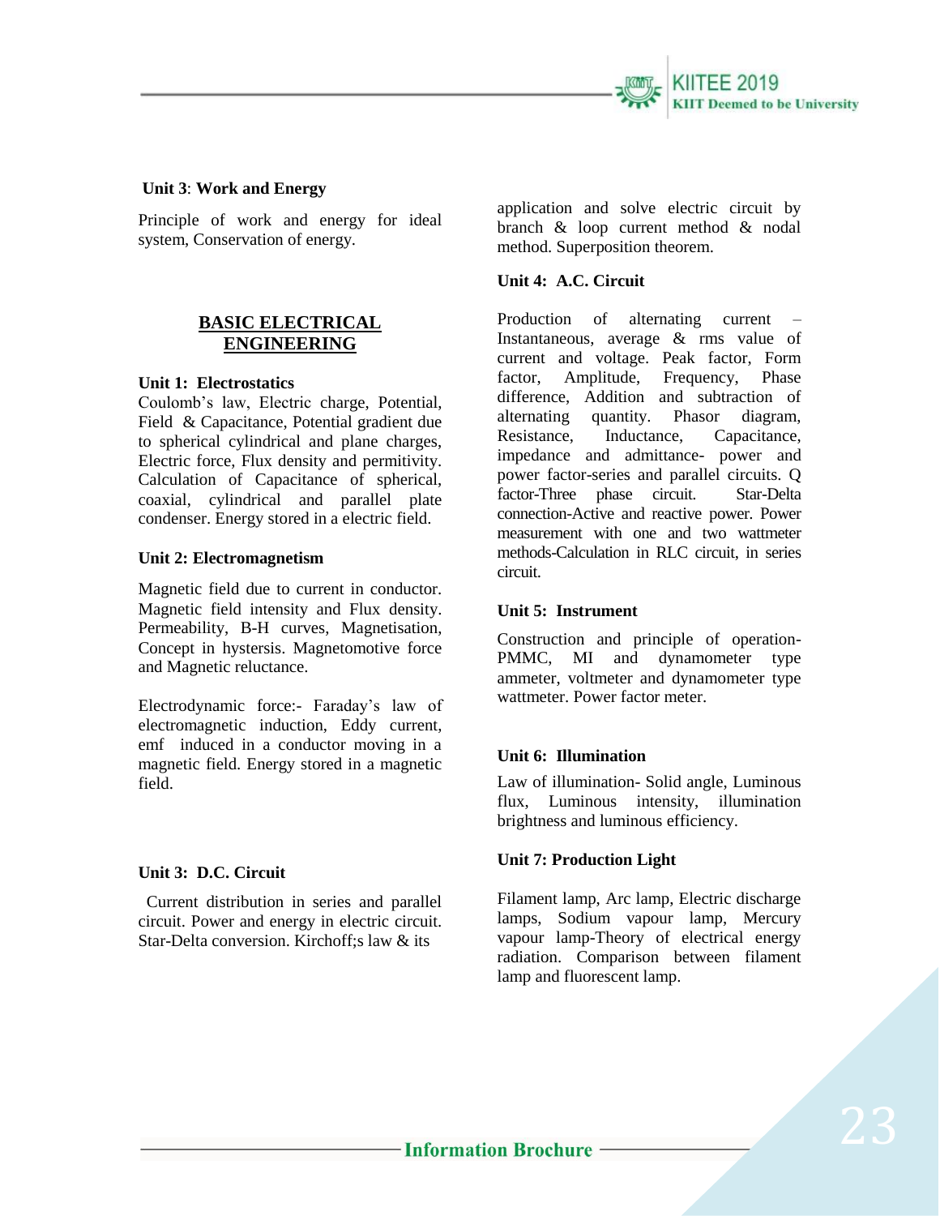**Unit 3**: **Work and Energy**

Principle of work and energy for ideal system, Conservation of energy.

## BASIC ELECTRICAL ENGINEERING

**Unit 1: Electrostatics**

Coulomb's law, Electric charge, Potential, Field & Capacitance, Potential gradient due to spherical cylindrical and plane charges, Electric force, Flux density and permitivity. Calculation of Capacitance of spherical, coaxial, cylindrical and parallel plate condenser. Energy stored in a electric field.

**Unit 2: Electromagnetism**

Magnetic field due to current in conductor. Magnetic field intensity and Flux density. Permeability, B-H curves, Magnetisation, Concept in hystersis. Magnetomotive force and Magnetic reluctance.

Electrodynamic force:- Faraday's law of electromagnetic induction, Eddy current, emf induced in a conductor moving in a magnetic field. Energy stored in a magnetic field.

**Unit 3: D.C. Circuit**

Current distribution in series and parallel circuit. Power and energy in electric circuit. Star-Delta conversion. Kirchoff;s law & its application and solve electric circuit by branch & loop current method & nodal method. Superposition theorem.

**Unit 4: A.C. Circuit**

Production of alternating current – Instantaneous, average & rms value of current and voltage. Peak factor, Form factor, Amplitude, Frequency, Phase difference, Addition and subtraction of alternating quantity. Phasor diagram, Resistance, Inductance, Capacitance, impedance and admittance- power and power factor-series and parallel circuits. Q factor-Three phase circuit. Star-Delta connection-Active and reactive power. Power measurement with one and two wattmeter methods-Calculation in RLC circuit, in series circuit.

**Unit 5: Instrument**

Construction and principle of operation- PMMC, MI and dynamometer type ammeter, voltmeter and dynamometer type wattmeter. Power factor meter.

**Unit 6: Illumination**

Law of illumination- Solid angle, Luminous flux, Luminous intensity, illumination brightness and luminous efficiency.

**Unit 7: Production Light**

Filament lamp, Arc lamp, Electric discharge lamps, Sodium vapour lamp, Mercury vapour lamp-Theory of electrical energy radiation. Comparison between filament lamp and fluorescent lamp.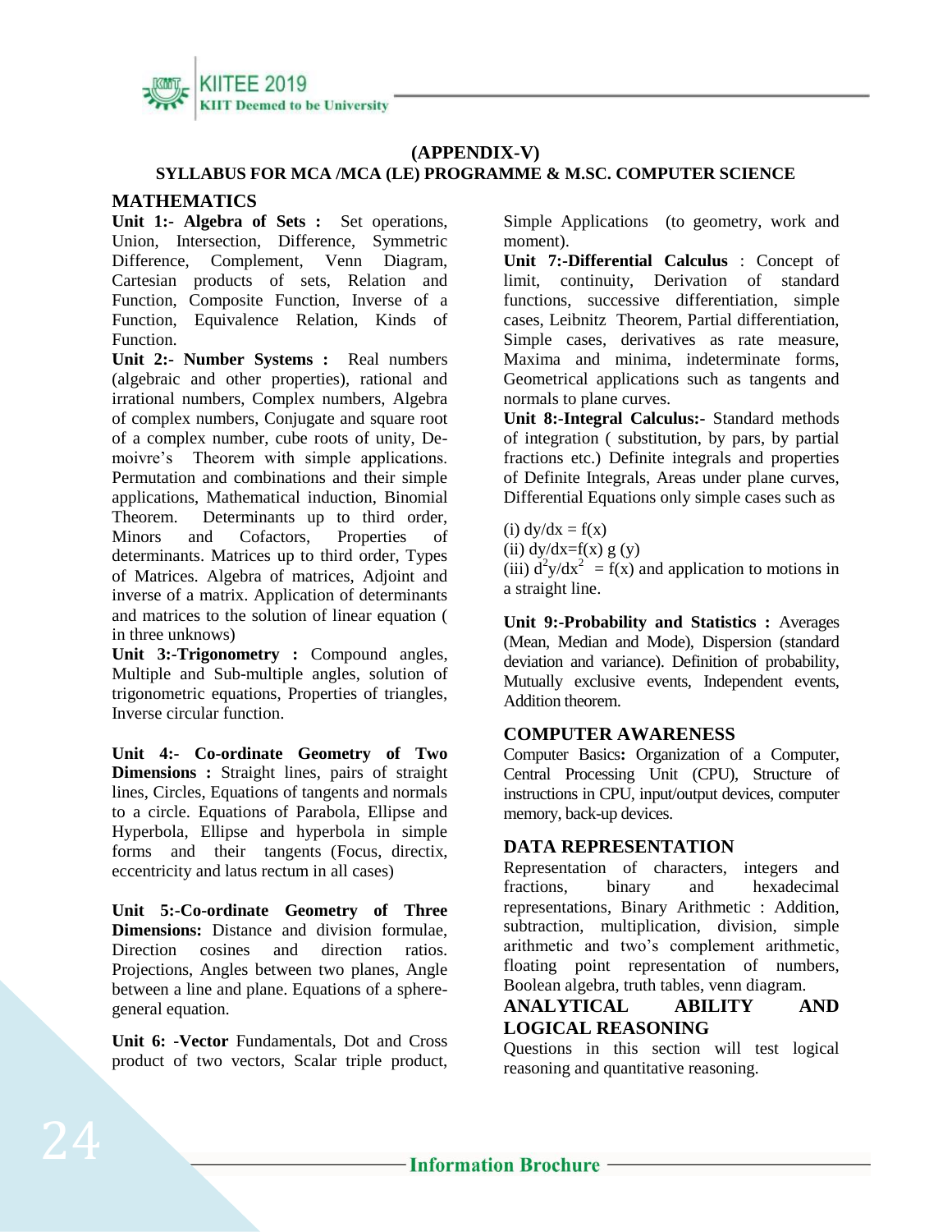## (APPENDIX-V)

### SYLLABUS FOR MCA /MCA (LE) PROGRAMME & M.SC. COMPUTER SCIENCE

## MATHEMATICS

**Unit 1:- Algebra of Sets :** Set operations, Union, Intersection, Difference, Symmetric Difference, Complement, Venn Diagram, Cartesian products of sets, Relation and Function, Composite Function, Inverse of a Function, Equivalence Relation, Kinds of Function.

**Unit 2:- Number Systems :** Real numbers (algebraic and other properties), rational and irrational numbers, Complex numbers, Algebra of complex numbers, Conjugate and square root of a complex number, cube roots of unity, De-moivre's Theorem with simple applications. Permutation and combinations and their simple applications, Mathematical induction, Binomial Theorem. Determinants up to third order, Minors and Cofactors, Properties of determinants. Matrices up to third order, Types of Matrices. Algebra of matrices, Adjoint and inverse of a matrix. Application of determinants and matrices to the solution of linear equation ( in three unknows)

**Unit 3:-Trigonometry :** Compound angles, Multiple and Sub-multiple angles, solution of trigonometric equations, Properties of triangles, Inverse circular function.

**Unit 4:- Co-ordinate Geometry of Two Dimensions :** Straight lines, pairs of straight lines, Circles, Equations of tangents and normals to a circle. Equations of Parabola, Ellipse and Hyperbola, Ellipse and hyperbola in simple forms and their tangents (Focus, directix, eccentricity and latus rectum in all cases)

**Unit 5:-Co-ordinate Geometry of Three Dimensions:** Distance and division formulae, Direction cosines and direction ratios. Projections, Angles between two planes, Angle between a line and plane. Equations of a sphere-general equation.

**Unit 6: -Vector** Fundamentals, Dot and Cross product of two vectors, Scalar triple product, Simple Applications (to geometry, work and moment).

**Unit 7:-Differential Calculus** : Concept of limit, continuity, Derivation of standard functions, successive differentiation, simple cases, Leibnitz Theorem, Partial differentiation, Simple cases, derivatives as rate measure, Maxima and minima, indeterminate forms, Geometrical applications such as tangents and normals to plane curves.

**Unit 8:-Integral Calculus:-** Standard methods of integration ( substitution, by pars, by partial fractions etc.) Definite integrals and properties of Definite Integrals, Areas under plane curves, Differential Equations only simple cases such as

(i) $dy/dx = f(x)$
(ii) $dy/dx=f(x)\, g\,(y)$
(iii) $d^2y/dx^2 = f(x)$ and application to motions in a straight line.

**Unit 9:-Probability and Statistics :** Averages (Mean, Median and Mode), Dispersion (standard deviation and variance). Definition of probability, Mutually exclusive events, Independent events, Addition theorem.

## COMPUTER AWARENESS

Computer Basics**:** Organization of a Computer, Central Processing Unit (CPU), Structure of instructions in CPU, input/output devices, computer memory, back-up devices.

## DATA REPRESENTATION

Representation of characters, integers and fractions, binary and hexadecimal representations, Binary Arithmetic : Addition, subtraction, multiplication, division, simple arithmetic and two's complement arithmetic, floating point representation of numbers, Boolean algebra, truth tables, venn diagram.

## ANALYTICAL ABILITY AND LOGICAL REASONING

Questions in this section will test logical reasoning and quantitative reasoning.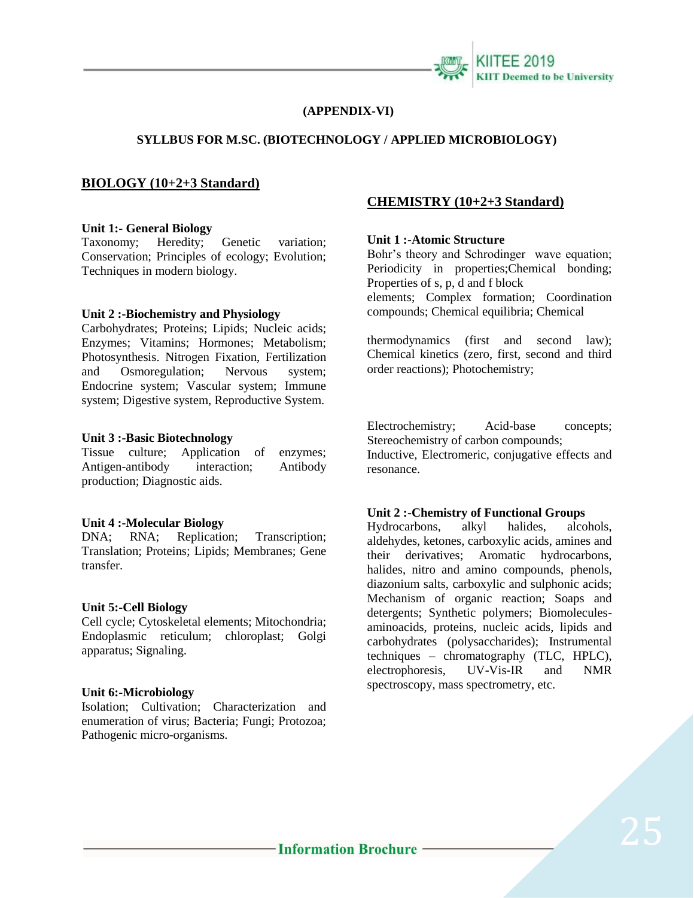**(APPENDIX-VI)**

**SYLLBUS FOR M.SC. (BIOTECHNOLOGY / APPLIED MICROBIOLOGY)**

## BIOLOGY (10+2+3 Standard)

**Unit 1:- General Biology**
Taxonomy; Heredity; Genetic variation; Conservation; Principles of ecology; Evolution; Techniques in modern biology.

**Unit 2 :-Biochemistry and Physiology**
Carbohydrates; Proteins; Lipids; Nucleic acids; Enzymes; Vitamins; Hormones; Metabolism; Photosynthesis. Nitrogen Fixation, Fertilization and Osmoregulation; Nervous system; Endocrine system; Vascular system; Immune system; Digestive system, Reproductive System.

**Unit 3 :-Basic Biotechnology**
Tissue culture; Application of enzymes; Antigen-antibody interaction; Antibody production; Diagnostic aids.

**Unit 4 :-Molecular Biology**
DNA; RNA; Replication; Transcription; Translation; Proteins; Lipids; Membranes; Gene transfer.

**Unit 5:-Cell Biology**
Cell cycle; Cytoskeletal elements; Mitochondria; Endoplasmic reticulum; chloroplast; Golgi apparatus; Signaling.

**Unit 6:-Microbiology**
Isolation; Cultivation; Characterization and enumeration of virus; Bacteria; Fungi; Protozoa; Pathogenic micro-organisms.

## CHEMISTRY (10+2+3 Standard)

**Unit 1 :-Atomic Structure**
Bohr's theory and Schrodinger wave equation; Periodicity in properties;Chemical bonding; Properties of s, p, d and f block elements; Complex formation; Coordination compounds; Chemical equilibria; Chemical thermodynamics (first and second law); Chemical kinetics (zero, first, second and third order reactions); Photochemistry;

Electrochemistry; Acid-base concepts; Stereochemistry of carbon compounds; Inductive, Electromeric, conjugative effects and resonance.

**Unit 2 :-Chemistry of Functional Groups**
Hydrocarbons, alkyl halides, alcohols, aldehydes, ketones, carboxylic acids, amines and their derivatives; Aromatic hydrocarbons, halides, nitro and amino compounds, phenols, diazonium salts, carboxylic and sulphonic acids; Mechanism of organic reaction; Soaps and detergents; Synthetic polymers; Biomolecules-aminoacids, proteins, nucleic acids, lipids and carbohydrates (polysaccharides); Instrumental techniques – chromatography (TLC, HPLC), electrophoresis, UV-Vis-IR and NMR spectroscopy, mass spectrometry, etc.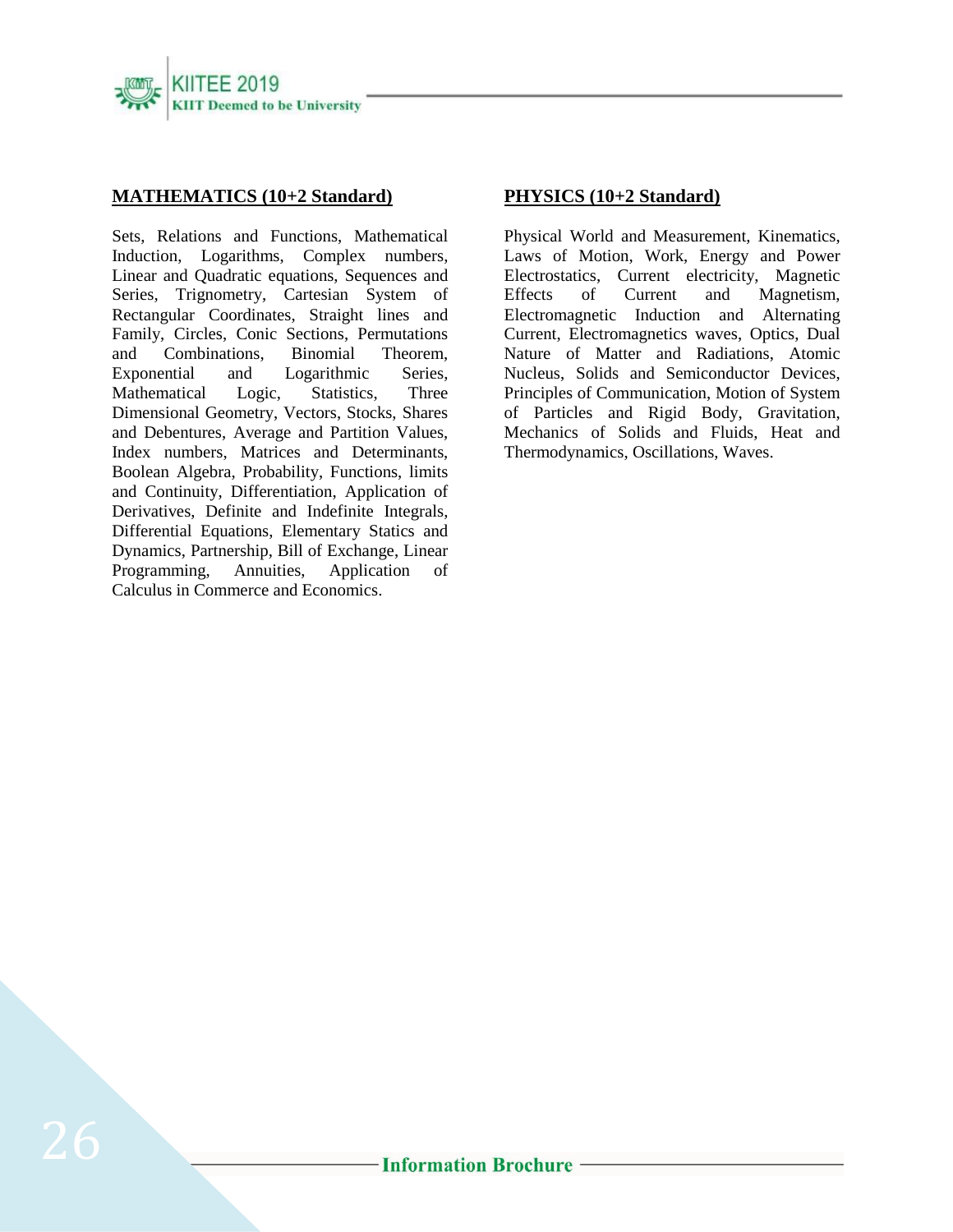## MATHEMATICS (10+2 Standard)

Sets, Relations and Functions, Mathematical Induction, Logarithms, Complex numbers, Linear and Quadratic equations, Sequences and Series, Trignometry, Cartesian System of Rectangular Coordinates, Straight lines and Family, Circles, Conic Sections, Permutations and Combinations, Binomial Theorem, Exponential and Logarithmic Series, Mathematical Logic, Statistics, Three Dimensional Geometry, Vectors, Stocks, Shares and Debentures, Average and Partition Values, Index numbers, Matrices and Determinants, Boolean Algebra, Probability, Functions, limits and Continuity, Differentiation, Application of Derivatives, Definite and Indefinite Integrals, Differential Equations, Elementary Statics and Dynamics, Partnership, Bill of Exchange, Linear Programming, Annuities, Application of Calculus in Commerce and Economics.

## PHYSICS (10+2 Standard)

Physical World and Measurement, Kinematics, Laws of Motion, Work, Energy and Power Electrostatics, Current electricity, Magnetic Effects of Current and Magnetism, Electromagnetic Induction and Alternating Current, Electromagnetics waves, Optics, Dual Nature of Matter and Radiations, Atomic Nucleus, Solids and Semiconductor Devices, Principles of Communication, Motion of System of Particles and Rigid Body, Gravitation, Mechanics of Solids and Fluids, Heat and Thermodynamics, Oscillations, Waves.